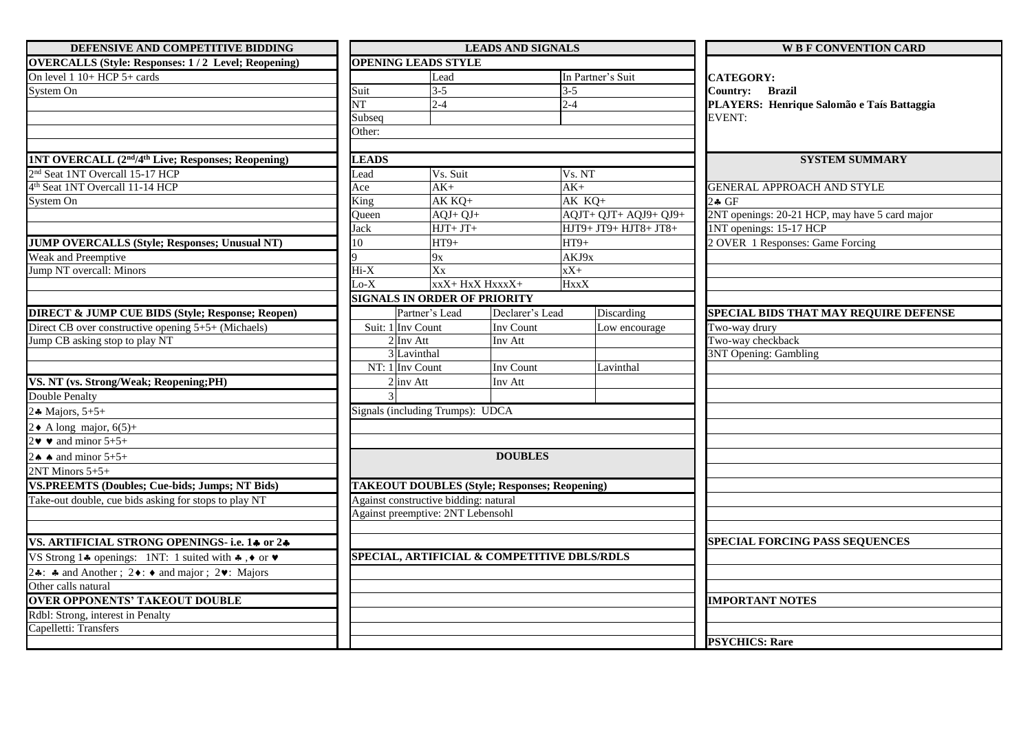## DEFENSIVE AND COMPETITIVE BIDDING

| OVERCALLS (Style: Responses: 1 / 2 Level; Reopening) |
|---|
| On level 1 10+ HCP 5+ cards |
| System On |

| 1NT OVERCALL (2nd/4th Live; Responses; Reopening) |
|---|
| 2nd Seat 1NT Overcall 15-17 HCP |
| 4th Seat 1NT Overcall 11-14 HCP |
| System On |

| JUMP OVERCALLS (Style; Responses; Unusual NT) |
|---|
| Weak and Preemptive |
| Jump NT overcall: Minors |

| DIRECT & JUMP CUE BIDS (Style; Response; Reopen) |
|---|
| Direct CB over constructive opening 5+5+ (Michaels) |
| Jump CB asking stop to play NT |

| VS. NT (vs. Strong/Weak; Reopening;PH) |
|---|
| Double Penalty |
| 2♣ Majors, 5+5+ |
| 2♦ A long major, 6(5)+ |
| 2♥ ♥ and minor 5+5+ |
| 2♠ ♠ and minor 5+5+ |
| 2NT Minors 5+5+ |

| VS.PREEMTS (Doubles; Cue-bids; Jumps; NT Bids) |
|---|
| Take-out double, cue bids asking for stops to play NT |

| VS. ARTIFICIAL STRONG OPENINGS- i.e. 1♣ or 2♣ |
|---|
| VS Strong 1♣ openings: 1NT: 1 suited with ♣ , ♦ or ♥ |
| 2♣: ♣ and Another ; 2♦: ♦ and major ; 2♥: Majors |
| Other calls natural |

| OVER OPPONENTS' TAKEOUT DOUBLE |
|---|
| Rdbl: Strong, interest in Penalty |
| Capelletti: Transfers |

## LEADS AND SIGNALS

**OPENING LEADS STYLE**

| | Lead | In Partner's Suit |
|---|---|---|
| Suit | 3-5 | 3-5 |
| NT | 2-4 | 2-4 |
| Subseq | | |
| Other: | | |

**LEADS**

| Lead | Vs. Suit | Vs. NT |
|---|---|---|
| Ace | AK+ | AK+ |
| King | AK KQ+ | AK KQ+ |
| Queen | AQJ+ QJ+ | AQJT+ QJT+ AQJ9+ QJ9+ |
| Jack | HJT+ JT+ | HJT9+ JT9+ HJT8+ JT8+ |
| 10 | HT9+ | HT9+ |
| 9 | 9x | AKJ9x |
| Hi-X | Xx | xX+ |
| Lo-X | xxX+ HxX HxxxX+ | HxxX |

**SIGNALS IN ORDER OF PRIORITY**

| | | Partner's Lead | Declarer's Lead | Discarding |
|---|---|---|---|---|
| Suit: | 1 | Inv Count | Inv Count | Low encourage |
| | 2 | Inv Att | Inv Att | |
| | 3 | Lavinthal | | |
| NT: | 1 | Inv Count | Inv Count | Lavinthal |
| | 2 | inv Att | Inv Att | |
| | 3 | | | |

Signals (including Trumps): UDCA

## DOUBLES

**TAKEOUT DOUBLES (Style; Responses; Reopening)**

Against constructive bidding: natural

Against preemptive: 2NT Lebensohl

**SPECIAL, ARTIFICIAL & COMPETITIVE DBLS/RDLS**

## W B F CONVENTION CARD

**CATEGORY:**

**Country: Brazil**

**PLAYERS: Henrique Salomão e Taís Battaggia**

EVENT:

## SYSTEM SUMMARY

GENERAL APPROACH AND STYLE

2♣ GF

2NT openings: 20-21 HCP, may have 5 card major

1NT openings: 15-17 HCP

2 OVER 1 Responses: Game Forcing

**SPECIAL BIDS THAT MAY REQUIRE DEFENSE**

Two-way drury

Two-way checkback

3NT Opening: Gambling

**SPECIAL FORCING PASS SEQUENCES**

**IMPORTANT NOTES**

**PSYCHICS: Rare**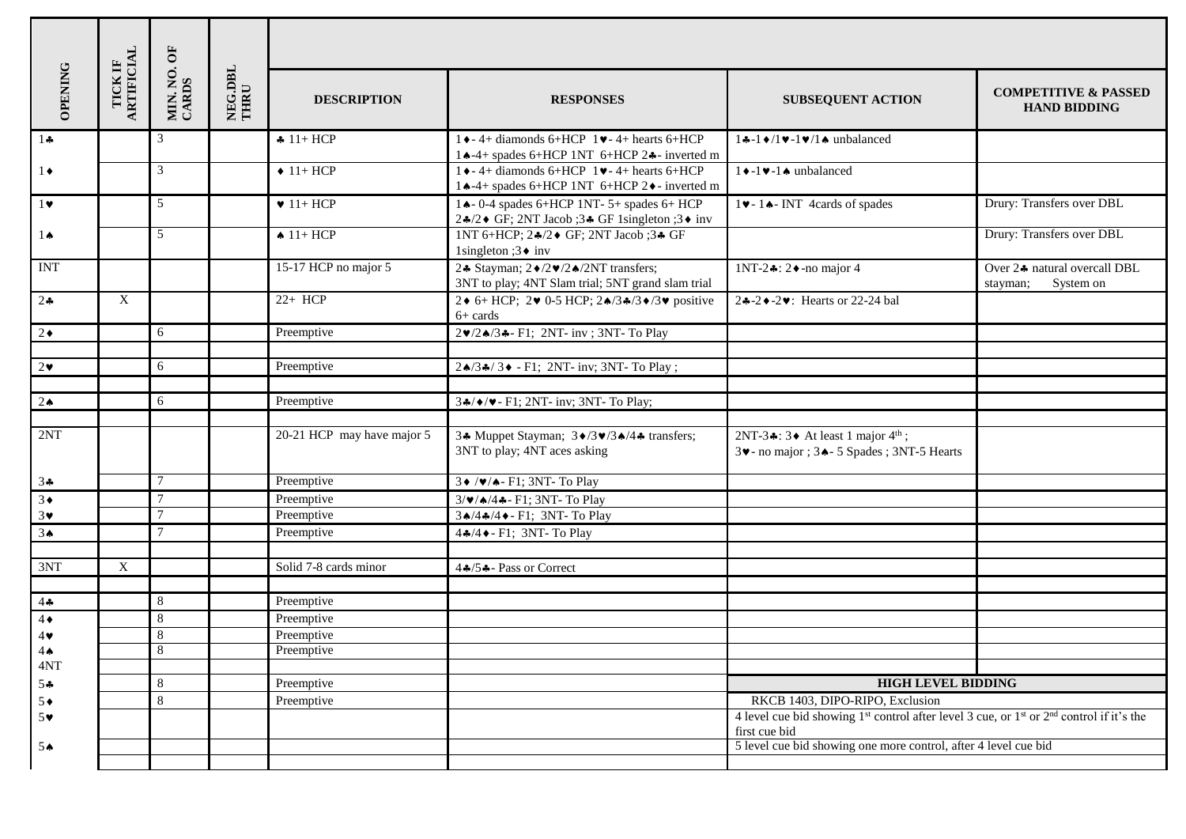| OPENING | TICK IF ARTIFICIAL | MIN. NO. OF CARDS | NEG.DBL THRU | DESCRIPTION | RESPONSES | SUBSEQUENT ACTION | COMPETITIVE & PASSED HAND BIDDING |
|---|---|---|---|---|---|---|---|
| 1♣ | | 3 | | ♣ 11+ HCP | 1♦- 4+ diamonds 6+HCP 1♥- 4+ hearts 6+HCP 1♠-4+ spades 6+HCP 1NT 6+HCP 2♣- inverted m | 1♣-1♦/1♥-1♥/1♠ unbalanced | |
| 1♦ | | 3 | | ♦ 11+ HCP | 1♦- 4+ diamonds 6+HCP 1♥- 4+ hearts 6+HCP 1♠-4+ spades 6+HCP 1NT 6+HCP 2♦- inverted m | 1♦-1♥-1♠ unbalanced | |
| 1♥ | | 5 | | ♥ 11+ HCP | 1♠- 0-4 spades 6+HCP 1NT- 5+ spades 6+ HCP 2♣/2♦ GF; 2NT Jacob ;3♣ GF 1singleton ;3♦ inv | 1♥- 1♠- INT 4cards of spades | Drury: Transfers over DBL |
| 1♠ | | 5 | | ♠ 11+ HCP | 1NT 6+HCP; 2♣/2♦ GF; 2NT Jacob ;3♣ GF 1singleton ;3♦ inv | | Drury: Transfers over DBL |
| INT | | | | 15-17 HCP no major 5 | 2♣ Stayman; 2♦/2♥/2♠/2NT transfers; 3NT to play; 4NT Slam trial; 5NT grand slam trial | 1NT-2♣: 2♦-no major 4 | Over 2♣ natural overcall DBL stayman; System on |
| 2♣ | X | | | 22+ HCP | 2♦ 6+ HCP; 2♥ 0-5 HCP; 2♠/3♣/3♦/3♥ positive 6+ cards | 2♣-2♦-2♥: Hearts or 22-24 bal | |
| 2♦ | | 6 | | Preemptive | 2♥/2♠/3♣- F1; 2NT- inv ; 3NT- To Play | | |
| | | | | | | | |
| 2♥ | | 6 | | Preemptive | 2♠/3♣/ 3♦ - F1; 2NT- inv; 3NT- To Play ; | | |
| | | | | | | | |
| 2♠ | | 6 | | Preemptive | 3♣/♦/♥- F1; 2NT- inv; 3NT- To Play; | | |
| | | | | | | | |
| 2NT | | | | 20-21 HCP may have major 5 | 3♣ Muppet Stayman; 3♦/3♥/3♠/4♣ transfers; 3NT to play; 4NT aces asking | 2NT-3♣: 3♦ At least 1 major 4th ; 3♥- no major ; 3♠- 5 Spades ; 3NT-5 Hearts | |
| 3♣ | | 7 | | Preemptive | 3♦ /♥/♠- F1; 3NT- To Play | | |
| 3♦ | | 7 | | Preemptive | 3/♥/♠/4♣- F1; 3NT- To Play | | |
| 3♥ | | 7 | | Preemptive | 3♠/4♣/4♦- F1; 3NT- To Play | | |
| 3♠ | | 7 | | Preemptive | 4♣/4♦- F1; 3NT- To Play | | |
| | | | | | | | |
| 3NT | X | | | Solid 7-8 cards minor | 4♣/5♣- Pass or Correct | | |
| | | | | | | | |
| 4♣ | | 8 | | Preemptive | | | |
| 4♦ | | 8 | | Preemptive | | | |
| 4♥ | | 8 | | Preemptive | | | |
| 4♠ | | 8 | | Preemptive | | | |
| 4NT | | | | | | | |
| 5♣ | | 8 | | Preemptive | | **HIGH LEVEL BIDDING** | |
| 5♦ | | 8 | | Preemptive | | RKCB 1403, DIPO-RIPO, Exclusion | |
| 5♥ | | | | | | 4 level cue bid showing 1st control after level 3 cue, or 1st or 2nd control if it's the first cue bid | |
| 5♠ | | | | | | 5 level cue bid showing one more control, after 4 level cue bid | |